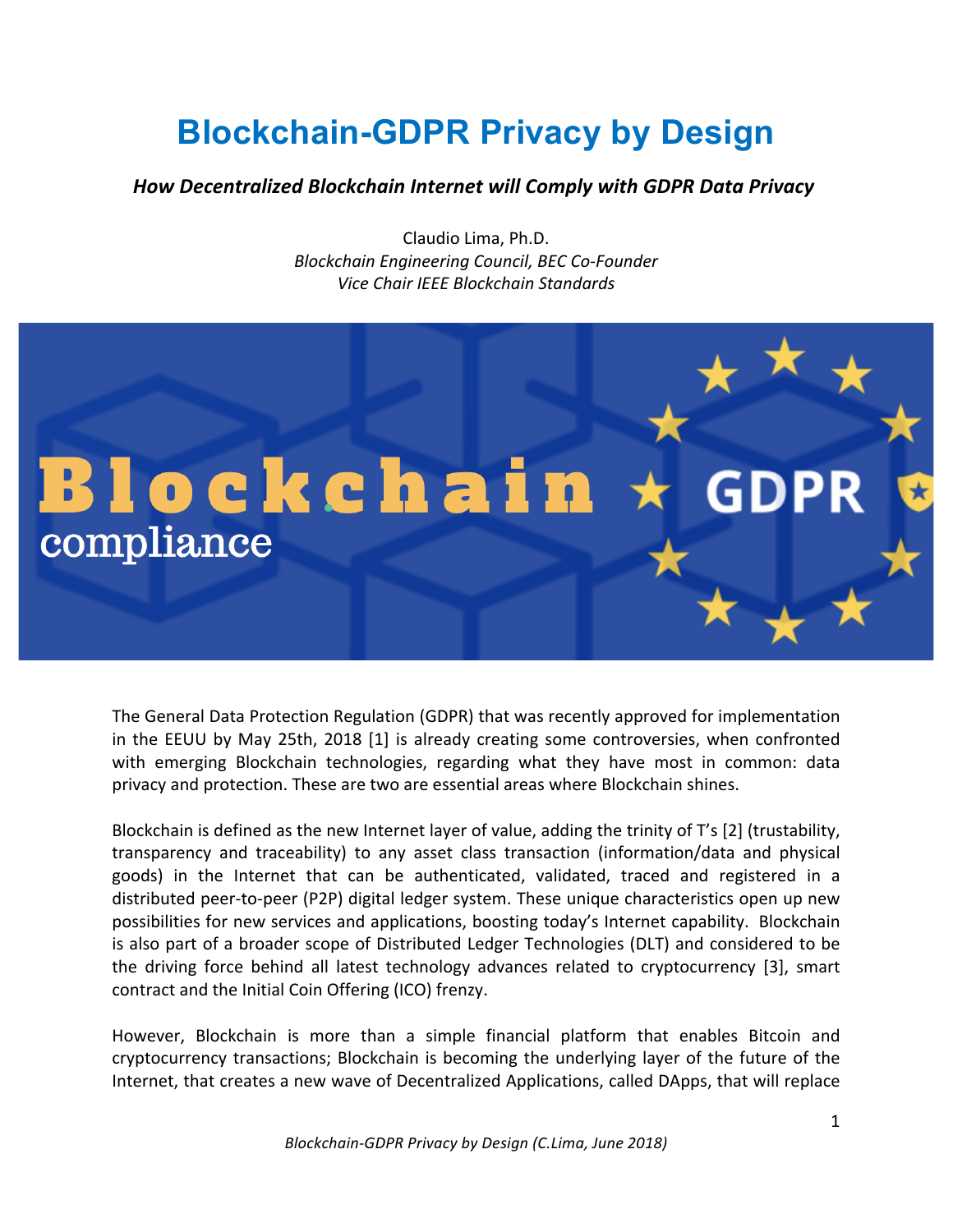# Blockchain-GDPR Privacy by Design

***How Decentralized Blockchain Internet will Comply with GDPR Data Privacy***

Claudio Lima, Ph.D.
*Blockchain Engineering Council, BEC Co-Founder*
*Vice Chair IEEE Blockchain Standards*

The General Data Protection Regulation (GDPR) that was recently approved for implementation in the EEUU by May 25th, 2018 [1] is already creating some controversies, when confronted with emerging Blockchain technologies, regarding what they have most in common: data privacy and protection. These are two are essential areas where Blockchain shines.

Blockchain is defined as the new Internet layer of value, adding the trinity of T's [2] (trustability, transparency and traceability) to any asset class transaction (information/data and physical goods) in the Internet that can be authenticated, validated, traced and registered in a distributed peer-to-peer (P2P) digital ledger system. These unique characteristics open up new possibilities for new services and applications, boosting today's Internet capability. Blockchain is also part of a broader scope of Distributed Ledger Technologies (DLT) and considered to be the driving force behind all latest technology advances related to cryptocurrency [3], smart contract and the Initial Coin Offering (ICO) frenzy.

However, Blockchain is more than a simple financial platform that enables Bitcoin and cryptocurrency transactions; Blockchain is becoming the underlying layer of the future of the Internet, that creates a new wave of Decentralized Applications, called DApps, that will replace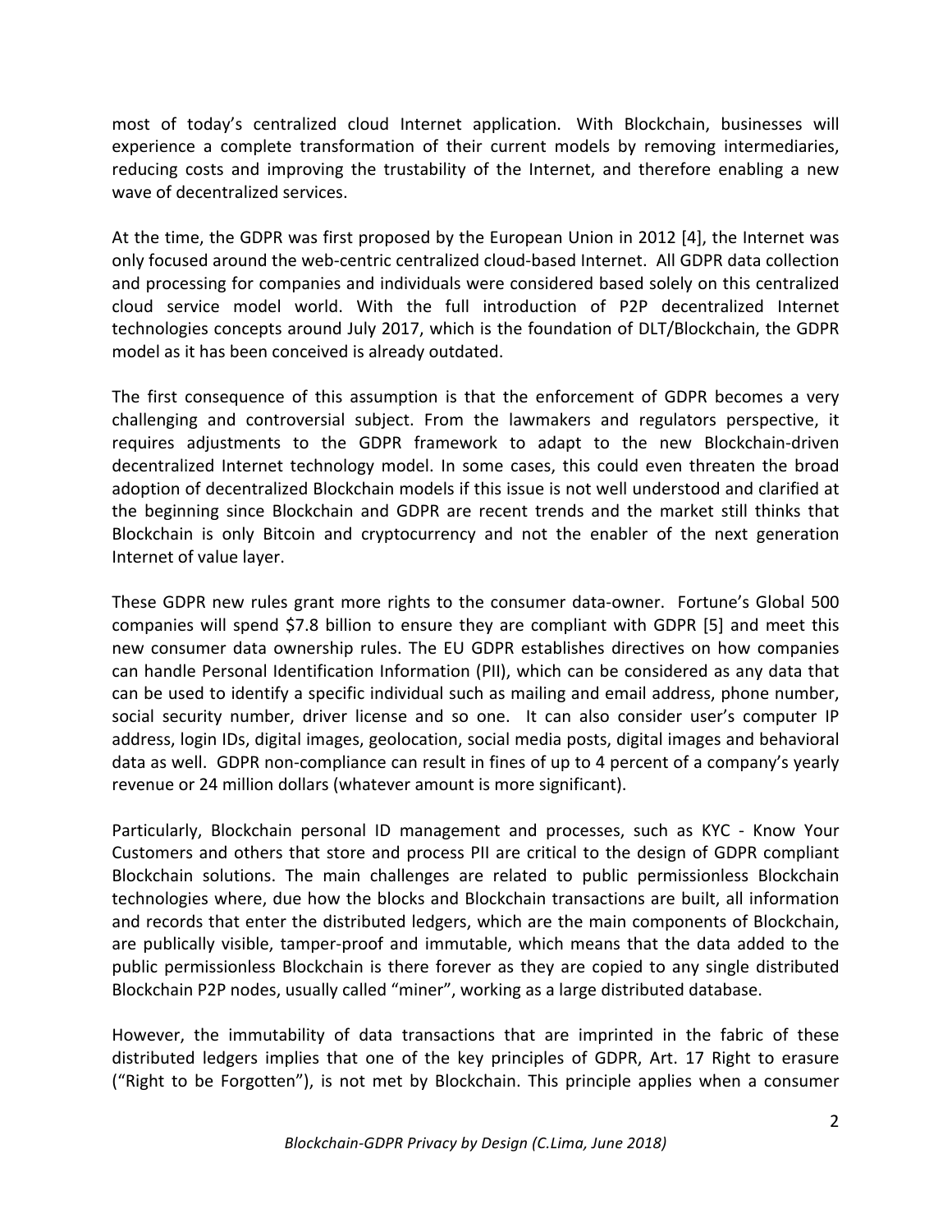most of today's centralized cloud Internet application. With Blockchain, businesses will experience a complete transformation of their current models by removing intermediaries, reducing costs and improving the trustability of the Internet, and therefore enabling a new wave of decentralized services.

At the time, the GDPR was first proposed by the European Union in 2012 [4], the Internet was only focused around the web-centric centralized cloud-based Internet. All GDPR data collection and processing for companies and individuals were considered based solely on this centralized cloud service model world. With the full introduction of P2P decentralized Internet technologies concepts around July 2017, which is the foundation of DLT/Blockchain, the GDPR model as it has been conceived is already outdated.

The first consequence of this assumption is that the enforcement of GDPR becomes a very challenging and controversial subject. From the lawmakers and regulators perspective, it requires adjustments to the GDPR framework to adapt to the new Blockchain-driven decentralized Internet technology model. In some cases, this could even threaten the broad adoption of decentralized Blockchain models if this issue is not well understood and clarified at the beginning since Blockchain and GDPR are recent trends and the market still thinks that Blockchain is only Bitcoin and cryptocurrency and not the enabler of the next generation Internet of value layer.

These GDPR new rules grant more rights to the consumer data-owner. Fortune's Global 500 companies will spend $7.8 billion to ensure they are compliant with GDPR [5] and meet this new consumer data ownership rules. The EU GDPR establishes directives on how companies can handle Personal Identification Information (PII), which can be considered as any data that can be used to identify a specific individual such as mailing and email address, phone number, social security number, driver license and so one. It can also consider user's computer IP address, login IDs, digital images, geolocation, social media posts, digital images and behavioral data as well. GDPR non-compliance can result in fines of up to 4 percent of a company's yearly revenue or 24 million dollars (whatever amount is more significant).

Particularly, Blockchain personal ID management and processes, such as KYC - Know Your Customers and others that store and process PII are critical to the design of GDPR compliant Blockchain solutions. The main challenges are related to public permissionless Blockchain technologies where, due how the blocks and Blockchain transactions are built, all information and records that enter the distributed ledgers, which are the main components of Blockchain, are publically visible, tamper-proof and immutable, which means that the data added to the public permissionless Blockchain is there forever as they are copied to any single distributed Blockchain P2P nodes, usually called "miner", working as a large distributed database.

However, the immutability of data transactions that are imprinted in the fabric of these distributed ledgers implies that one of the key principles of GDPR, Art. 17 Right to erasure ("Right to be Forgotten"), is not met by Blockchain. This principle applies when a consumer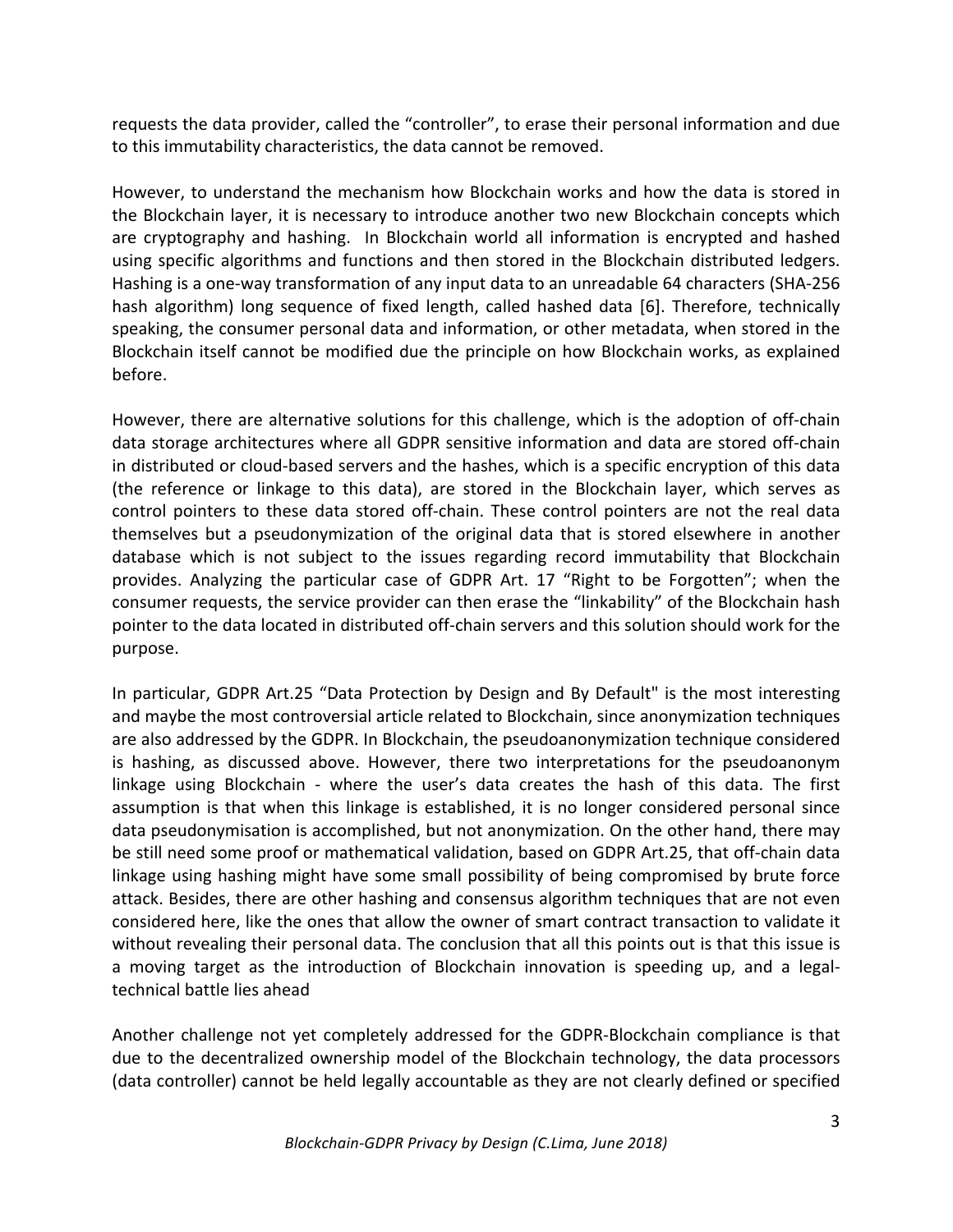requests the data provider, called the "controller", to erase their personal information and due to this immutability characteristics, the data cannot be removed.

However, to understand the mechanism how Blockchain works and how the data is stored in the Blockchain layer, it is necessary to introduce another two new Blockchain concepts which are cryptography and hashing. In Blockchain world all information is encrypted and hashed using specific algorithms and functions and then stored in the Blockchain distributed ledgers. Hashing is a one-way transformation of any input data to an unreadable 64 characters (SHA-256 hash algorithm) long sequence of fixed length, called hashed data [6]. Therefore, technically speaking, the consumer personal data and information, or other metadata, when stored in the Blockchain itself cannot be modified due the principle on how Blockchain works, as explained before.

However, there are alternative solutions for this challenge, which is the adoption of off-chain data storage architectures where all GDPR sensitive information and data are stored off-chain in distributed or cloud-based servers and the hashes, which is a specific encryption of this data (the reference or linkage to this data), are stored in the Blockchain layer, which serves as control pointers to these data stored off-chain. These control pointers are not the real data themselves but a pseudonymization of the original data that is stored elsewhere in another database which is not subject to the issues regarding record immutability that Blockchain provides. Analyzing the particular case of GDPR Art. 17 "Right to be Forgotten"; when the consumer requests, the service provider can then erase the "linkability" of the Blockchain hash pointer to the data located in distributed off-chain servers and this solution should work for the purpose.

In particular, GDPR Art.25 "Data Protection by Design and By Default" is the most interesting and maybe the most controversial article related to Blockchain, since anonymization techniques are also addressed by the GDPR. In Blockchain, the pseudoanonymization technique considered is hashing, as discussed above. However, there two interpretations for the pseudoanonym linkage using Blockchain - where the user's data creates the hash of this data. The first assumption is that when this linkage is established, it is no longer considered personal since data pseudonymisation is accomplished, but not anonymization. On the other hand, there may be still need some proof or mathematical validation, based on GDPR Art.25, that off-chain data linkage using hashing might have some small possibility of being compromised by brute force attack. Besides, there are other hashing and consensus algorithm techniques that are not even considered here, like the ones that allow the owner of smart contract transaction to validate it without revealing their personal data. The conclusion that all this points out is that this issue is a moving target as the introduction of Blockchain innovation is speeding up, and a legal-technical battle lies ahead

Another challenge not yet completely addressed for the GDPR-Blockchain compliance is that due to the decentralized ownership model of the Blockchain technology, the data processors (data controller) cannot be held legally accountable as they are not clearly defined or specified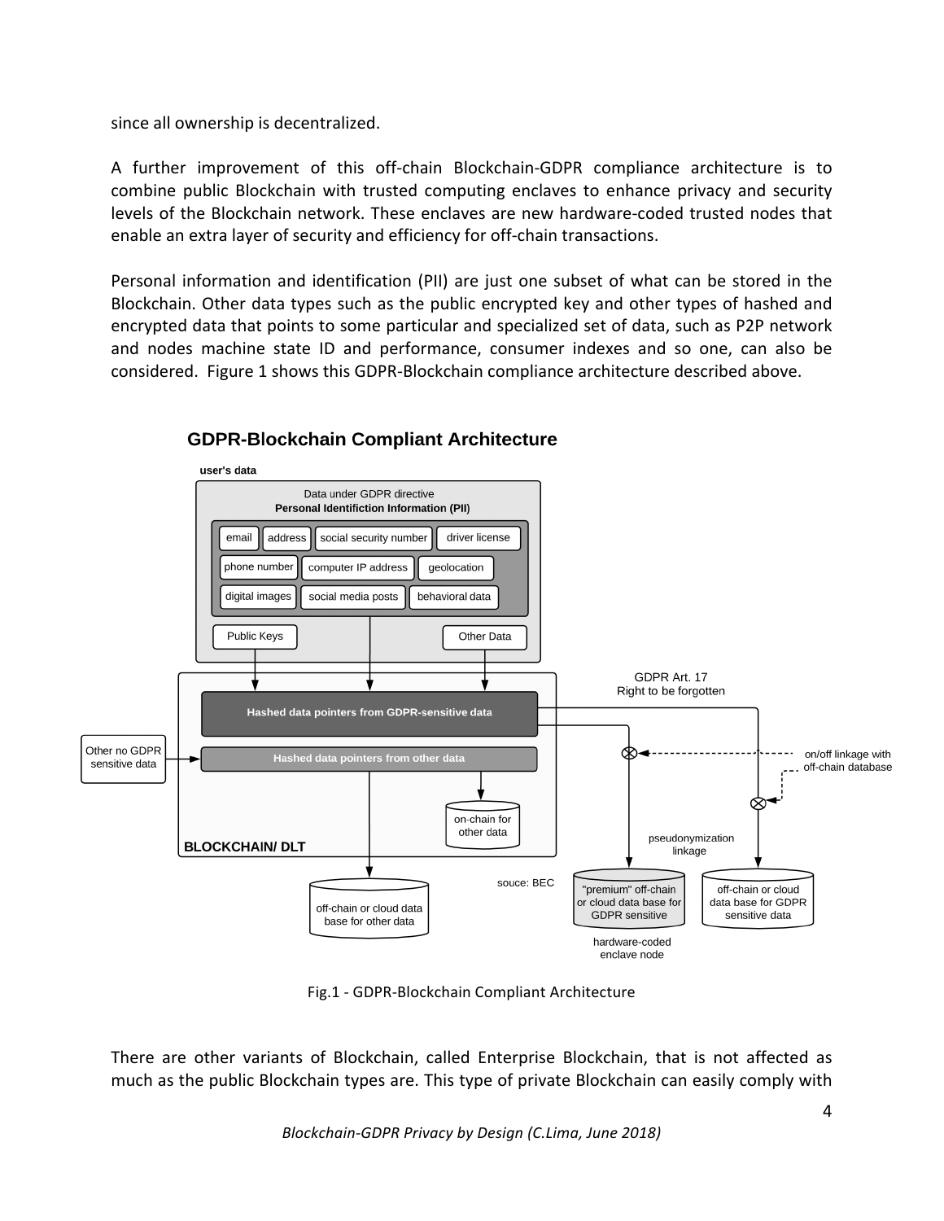since all ownership is decentralized.

A further improvement of this off-chain Blockchain-GDPR compliance architecture is to combine public Blockchain with trusted computing enclaves to enhance privacy and security levels of the Blockchain network. These enclaves are new hardware-coded trusted nodes that enable an extra layer of security and efficiency for off-chain transactions.

Personal information and identification (PII) are just one subset of what can be stored in the Blockchain. Other data types such as the public encrypted key and other types of hashed and encrypted data that points to some particular and specialized set of data, such as P2P network and nodes machine state ID and performance, consumer indexes and so one, can also be considered. Figure 1 shows this GDPR-Blockchain compliance architecture described above.

**GDPR-Blockchain Compliant Architecture**

user's data

Data under GDPR directive
**Personal Identifiction Information (PII)**

email | address | social security number | driver license | phone number | computer IP address | geolocation | digital images | social media posts | behavioral data

Public Keys | Other Data

Hashed data pointers from GDPR-sensitive data

Other no GDPR sensitive data

Hashed data pointers from other data

on-chain for other data

BLOCKCHAIN/ DLT

GDPR Art. 17
Right to be forgotten

on/off linkage with off-chain database

pseudonymization linkage

souce: BEC

off-chain or cloud data base for other data

"premium" off-chain or cloud data base for GDPR sensitive

hardware-coded enclave node

off-chain or cloud data base for GDPR sensitive data

Fig.1 - GDPR-Blockchain Compliant Architecture

There are other variants of Blockchain, called Enterprise Blockchain, that is not affected as much as the public Blockchain types are. This type of private Blockchain can easily comply with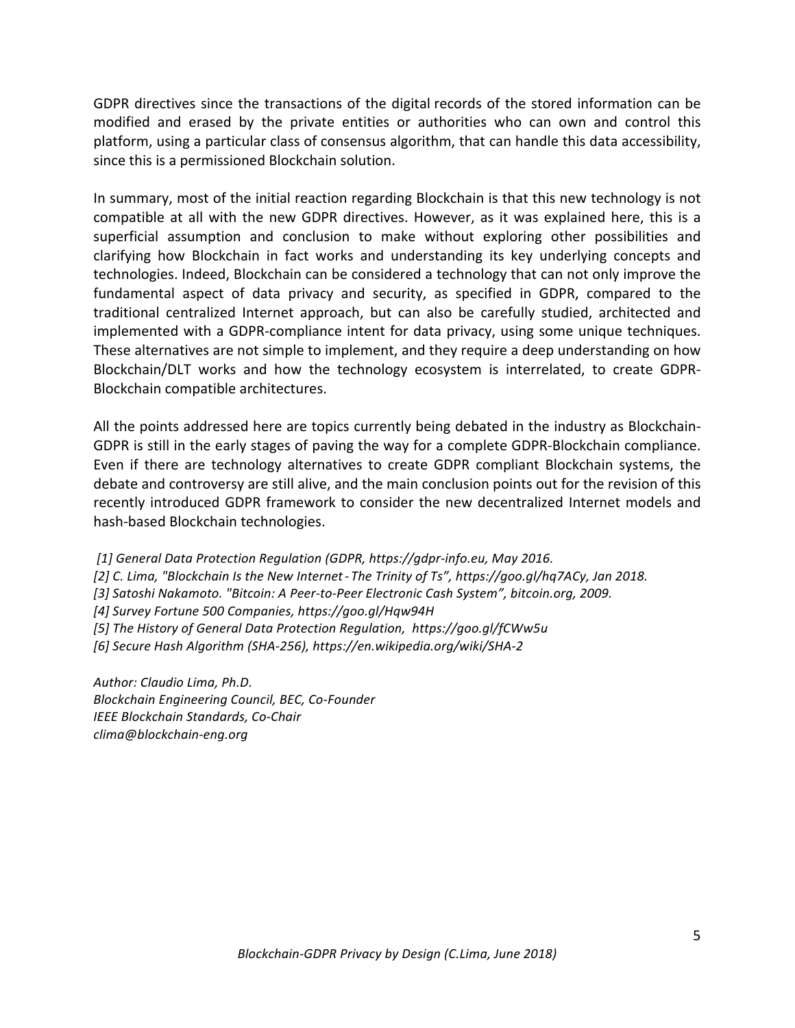GDPR directives since the transactions of the digital records of the stored information can be modified and erased by the private entities or authorities who can own and control this platform, using a particular class of consensus algorithm, that can handle this data accessibility, since this is a permissioned Blockchain solution.

In summary, most of the initial reaction regarding Blockchain is that this new technology is not compatible at all with the new GDPR directives. However, as it was explained here, this is a superficial assumption and conclusion to make without exploring other possibilities and clarifying how Blockchain in fact works and understanding its key underlying concepts and technologies. Indeed, Blockchain can be considered a technology that can not only improve the fundamental aspect of data privacy and security, as specified in GDPR, compared to the traditional centralized Internet approach, but can also be carefully studied, architected and implemented with a GDPR-compliance intent for data privacy, using some unique techniques. These alternatives are not simple to implement, and they require a deep understanding on how Blockchain/DLT works and how the technology ecosystem is interrelated, to create GDPR-Blockchain compatible architectures.

All the points addressed here are topics currently being debated in the industry as Blockchain-GDPR is still in the early stages of paving the way for a complete GDPR-Blockchain compliance. Even if there are technology alternatives to create GDPR compliant Blockchain systems, the debate and controversy are still alive, and the main conclusion points out for the revision of this recently introduced GDPR framework to consider the new decentralized Internet models and hash-based Blockchain technologies.

*[1] General Data Protection Regulation (GDPR, https://gdpr-info.eu, May 2016.*
*[2] C. Lima, "Blockchain Is the New Internet - The Trinity of Ts", https://goo.gl/hq7ACy, Jan 2018.*
*[3] Satoshi Nakamoto. "Bitcoin: A Peer-to-Peer Electronic Cash System", bitcoin.org, 2009.*
*[4] Survey Fortune 500 Companies, https://goo.gl/Hqw94H*
*[5] The History of General Data Protection Regulation, https://goo.gl/fCWw5u*
*[6] Secure Hash Algorithm (SHA-256), https://en.wikipedia.org/wiki/SHA-2*

*Author: Claudio Lima, Ph.D.*
*Blockchain Engineering Council, BEC, Co-Founder*
*IEEE Blockchain Standards, Co-Chair*
*clima@blockchain-eng.org*